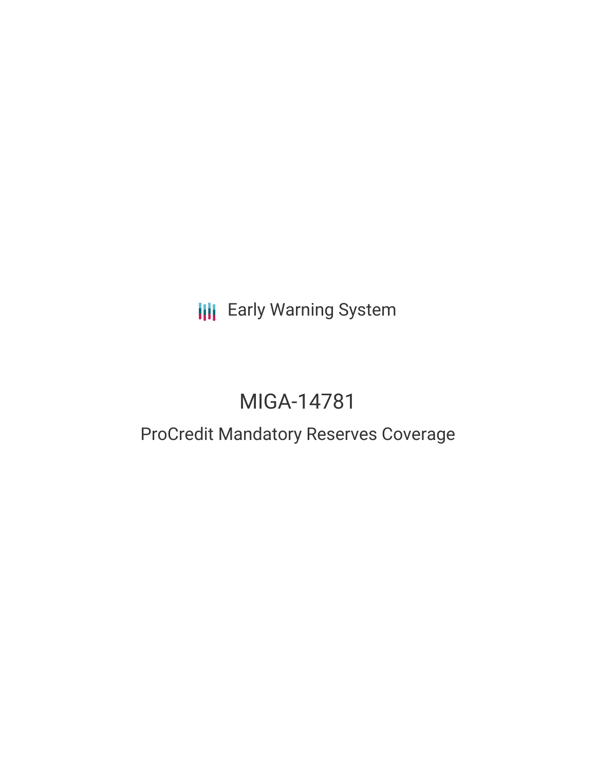Early Warning System

# MIGA-14781

## ProCredit Mandatory Reserves Coverage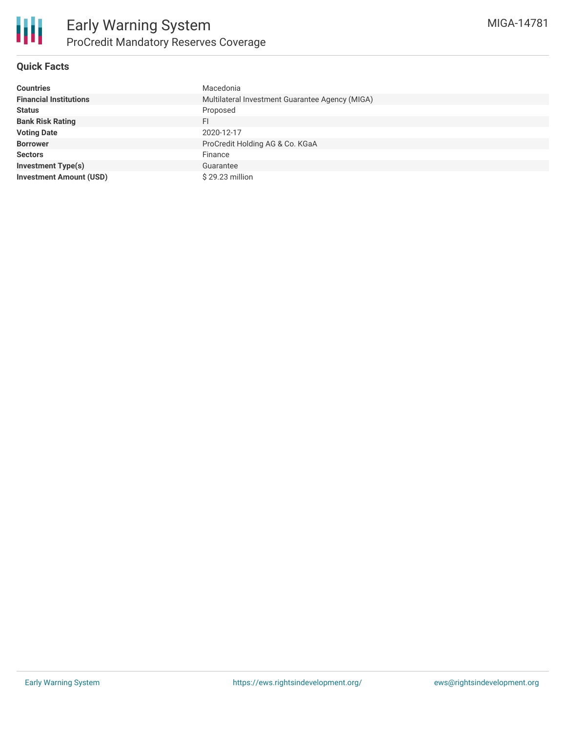# Early Warning System

## ProCredit Mandatory Reserves Coverage

MIGA-14781

### Quick Facts

| | |
|---|---|
| **Countries** | Macedonia |
| **Financial Institutions** | Multilateral Investment Guarantee Agency (MIGA) |
| **Status** | Proposed |
| **Bank Risk Rating** | FI |
| **Voting Date** | 2020-12-17 |
| **Borrower** | ProCredit Holding AG & Co. KGaA |
| **Sectors** | Finance |
| **Investment Type(s)** | Guarantee |
| **Investment Amount (USD)** | $ 29.23 million |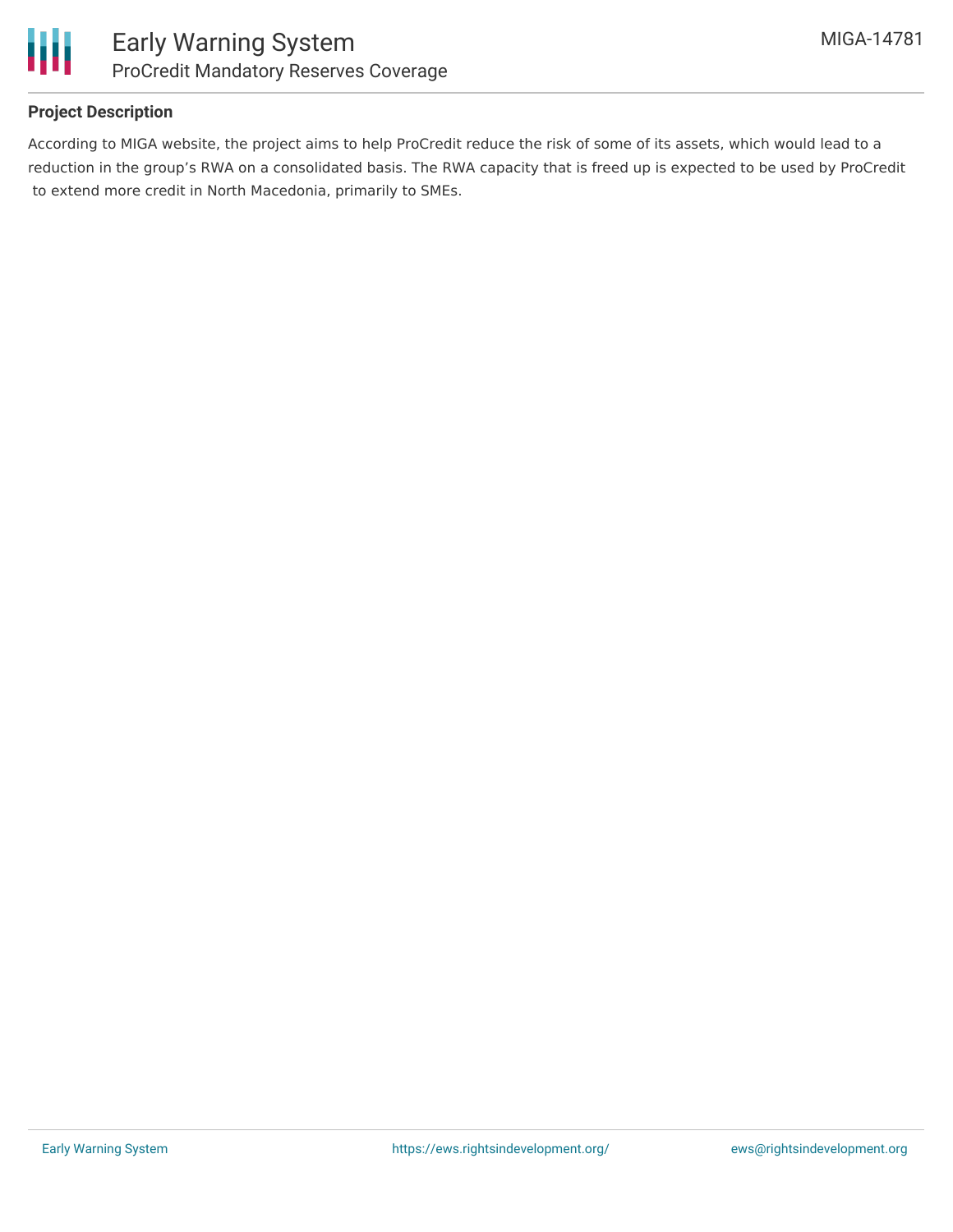## Project Description

According to MIGA website, the project aims to help ProCredit reduce the risk of some of its assets, which would lead to a reduction in the group's RWA on a consolidated basis. The RWA capacity that is freed up is expected to be used by ProCredit to extend more credit in North Macedonia, primarily to SMEs.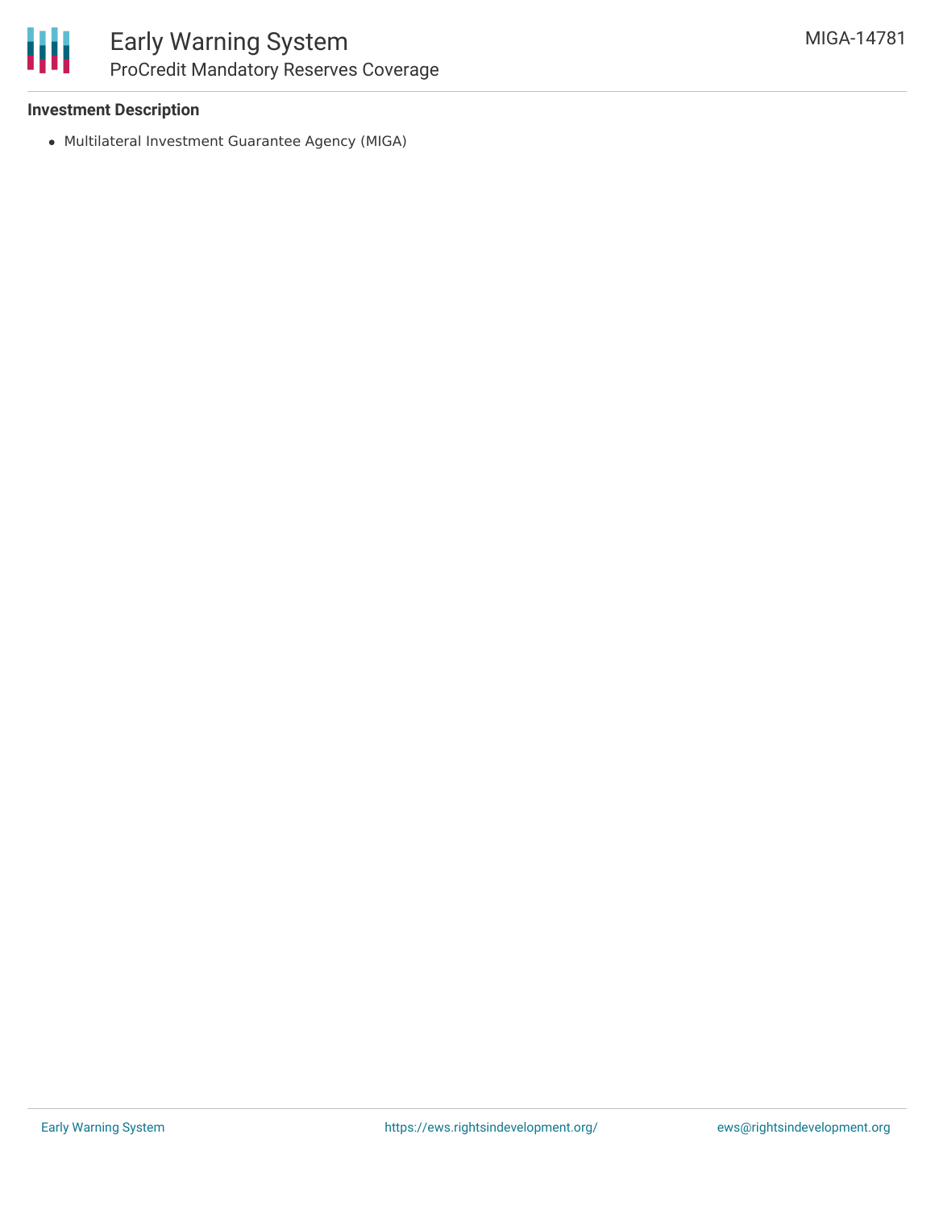### Investment Description

- Multilateral Investment Guarantee Agency (MIGA)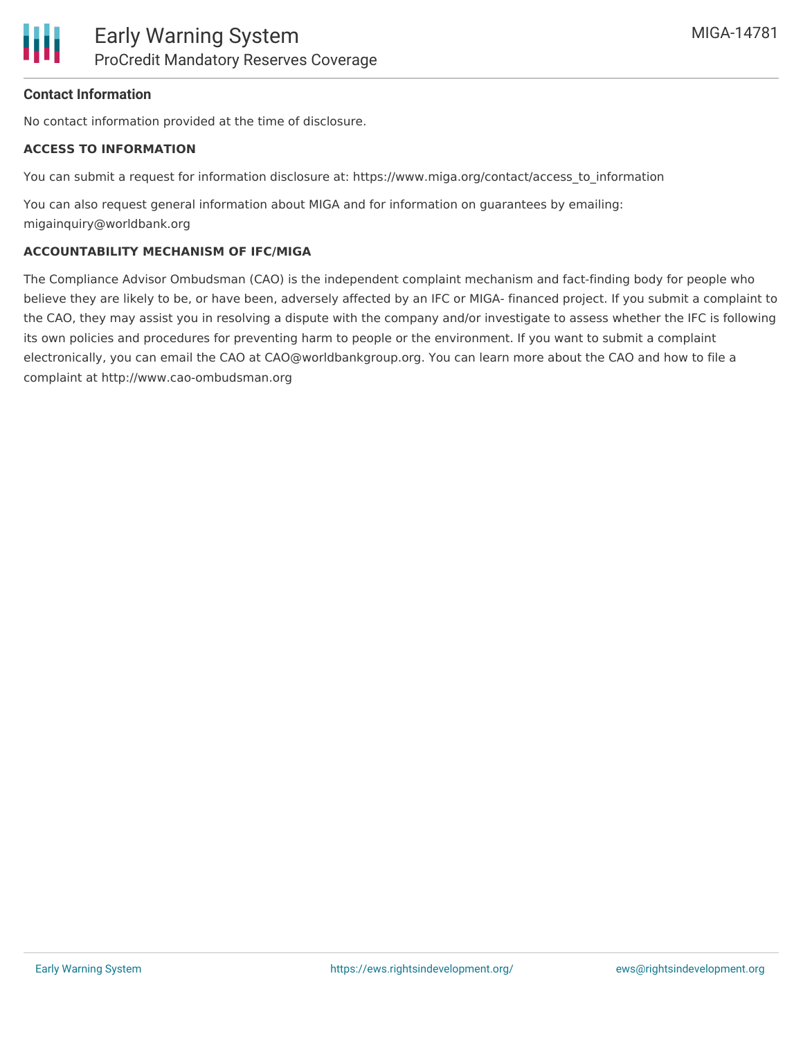**Contact Information**

No contact information provided at the time of disclosure.

**ACCESS TO INFORMATION**

You can submit a request for information disclosure at: https://www.miga.org/contact/access_to_information

You can also request general information about MIGA and for information on guarantees by emailing: migainquiry@worldbank.org

**ACCOUNTABILITY MECHANISM OF IFC/MIGA**

The Compliance Advisor Ombudsman (CAO) is the independent complaint mechanism and fact-finding body for people who believe they are likely to be, or have been, adversely affected by an IFC or MIGA- financed project. If you submit a complaint to the CAO, they may assist you in resolving a dispute with the company and/or investigate to assess whether the IFC is following its own policies and procedures for preventing harm to people or the environment. If you want to submit a complaint electronically, you can email the CAO at CAO@worldbankgroup.org. You can learn more about the CAO and how to file a complaint at http://www.cao-ombudsman.org